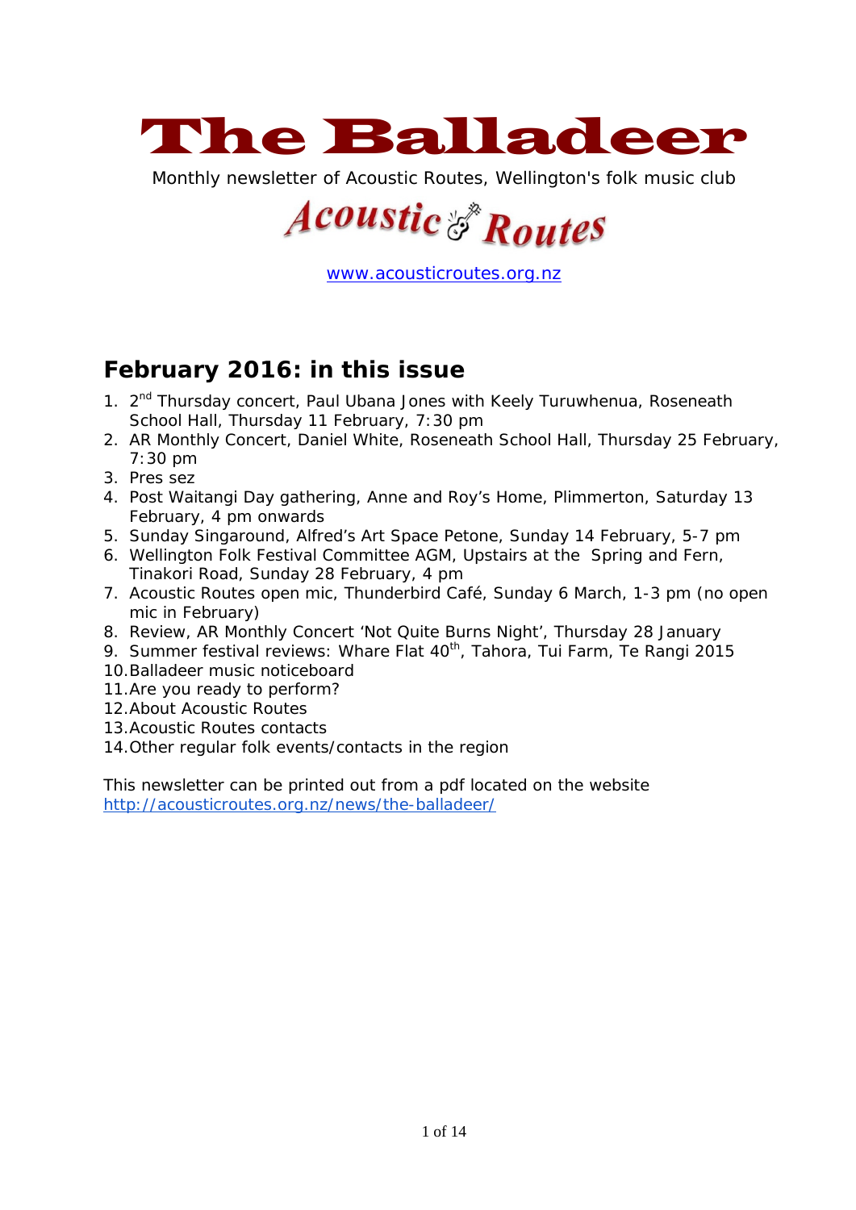# The Balladeer

Monthly newsletter of Acoustic Routes, Wellington's folk music club

Acoustic Routes

www.acousticroutes.org.nz

## February 2016: in this issue

1. 2nd Thursday concert, Paul Ubana Jones with Keely Turuwhenua, Roseneath School Hall, Thursday 11 February, 7:30 pm
2. AR Monthly Concert, Daniel White, Roseneath School Hall, Thursday 25 February, 7:30 pm
3. Pres sez
4. Post Waitangi Day gathering, Anne and Roy's Home, Plimmerton, Saturday 13 February, 4 pm onwards
5. Sunday Singaround, Alfred's Art Space Petone, Sunday 14 February, 5-7 pm
6. Wellington Folk Festival Committee AGM, Upstairs at the Spring and Fern, Tinakori Road, Sunday 28 February, 4 pm
7. Acoustic Routes open mic, Thunderbird Café, Sunday 6 March, 1-3 pm (no open mic in February)
8. Review, AR Monthly Concert 'Not Quite Burns Night', Thursday 28 January
9. Summer festival reviews: Whare Flat 40th, Tahora, Tui Farm, Te Rangi 2015
10. Balladeer music noticeboard
11. Are you ready to perform?
12. About Acoustic Routes
13. Acoustic Routes contacts
14. Other regular folk events/contacts in the region

This newsletter can be printed out from a pdf located on the website http://acousticroutes.org.nz/news/the-balladeer/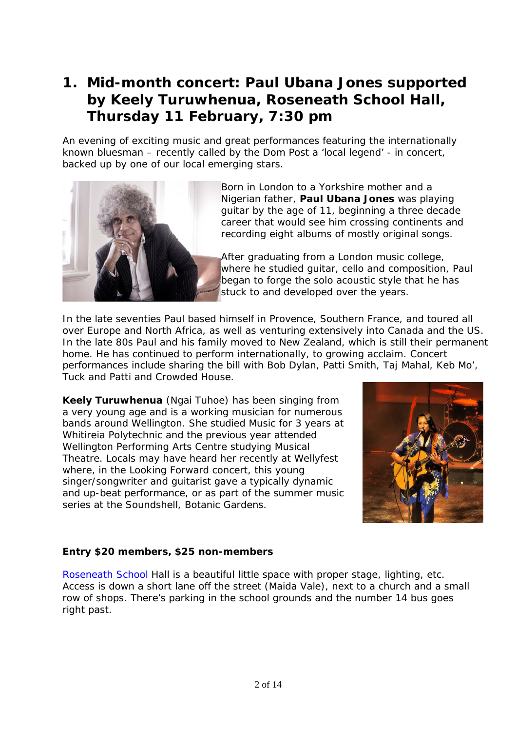# 1. Mid-month concert: Paul Ubana Jones supported by Keely Turuwhenua, Roseneath School Hall, Thursday 11 February, 7:30 pm

An evening of exciting music and great performances featuring the internationally known bluesman – recently called by the Dom Post a 'local legend' - in concert, backed up by one of our local emerging stars.

Born in London to a Yorkshire mother and a Nigerian father, **Paul Ubana Jones** was playing guitar by the age of 11, beginning a three decade career that would see him crossing continents and recording eight albums of mostly original songs.

After graduating from a London music college, where he studied guitar, cello and composition, Paul began to forge the solo acoustic style that he has stuck to and developed over the years.

In the late seventies Paul based himself in Provence, Southern France, and toured all over Europe and North Africa, as well as venturing extensively into Canada and the US. In the late 80s Paul and his family moved to New Zealand, which is still their permanent home. He has continued to perform internationally, to growing acclaim. Concert performances include sharing the bill with Bob Dylan, Patti Smith, Taj Mahal, Keb Mo', Tuck and Patti and Crowded House.

**Keely Turuwhenua** (Ngai Tuhoe) has been singing from a very young age and is a working musician for numerous bands around Wellington. She studied Music for 3 years at Whitireia Polytechnic and the previous year attended Wellington Performing Arts Centre studying Musical Theatre. Locals may have heard her recently at Wellyfest where, in the Looking Forward concert, this young singer/songwriter and guitarist gave a typically dynamic and up-beat performance, or as part of the summer music series at the Soundshell, Botanic Gardens.

**Entry $20 members, $25 non-members**

Roseneath School Hall is a beautiful little space with proper stage, lighting, etc. Access is down a short lane off the street (Maida Vale), next to a church and a small row of shops. There's parking in the school grounds and the number 14 bus goes right past.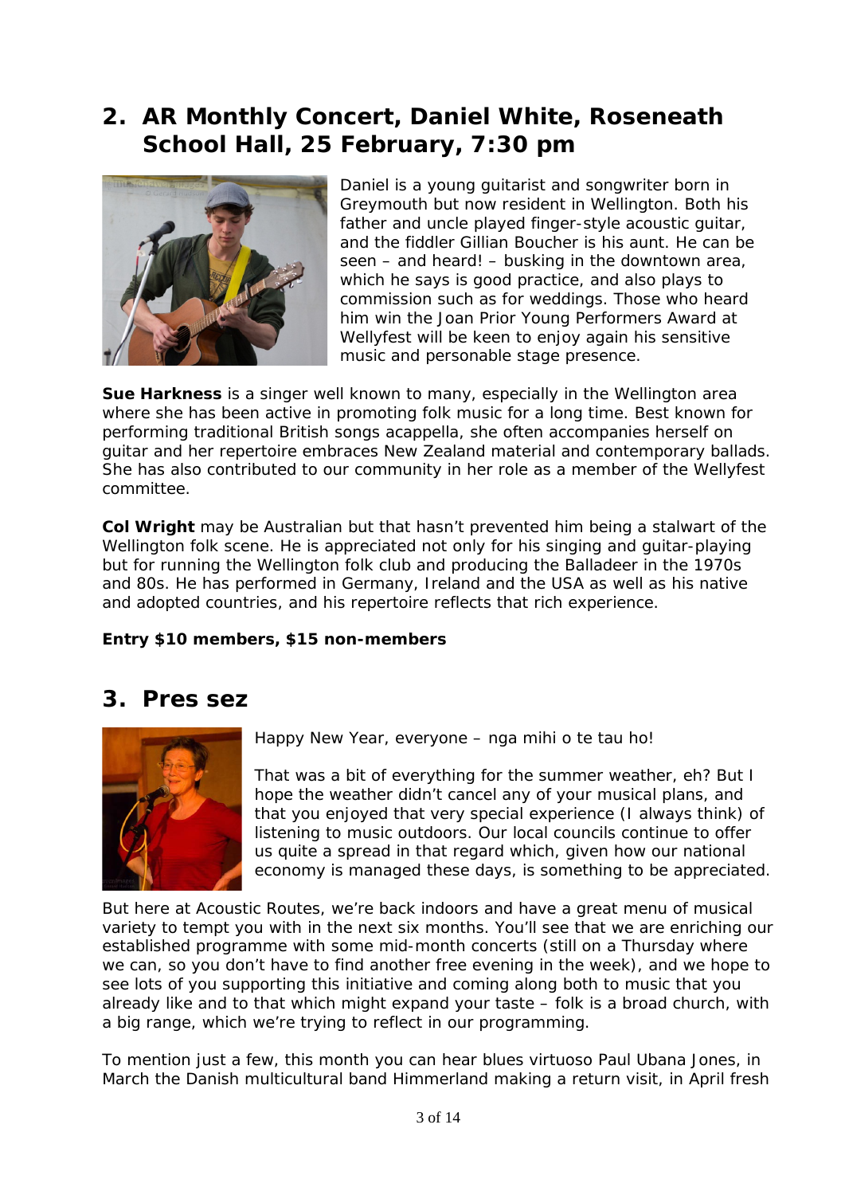## 2. AR Monthly Concert, Daniel White, Roseneath School Hall, 25 February, 7:30 pm

Daniel is a young guitarist and songwriter born in Greymouth but now resident in Wellington. Both his father and uncle played finger-style acoustic guitar, and the fiddler Gillian Boucher is his aunt. He can be seen – and heard! – busking in the downtown area, which he says is good practice, and also plays to commission such as for weddings. Those who heard him win the Joan Prior Young Performers Award at Wellyfest will be keen to enjoy again his sensitive music and personable stage presence.

**Sue Harkness** is a singer well known to many, especially in the Wellington area where she has been active in promoting folk music for a long time. Best known for performing traditional British songs acappella, she often accompanies herself on guitar and her repertoire embraces New Zealand material and contemporary ballads. She has also contributed to our community in her role as a member of the Wellyfest committee.

**Col Wright** may be Australian but that hasn't prevented him being a stalwart of the Wellington folk scene. He is appreciated not only for his singing and guitar-playing but for running the Wellington folk club and producing the Balladeer in the 1970s and 80s. He has performed in Germany, Ireland and the USA as well as his native and adopted countries, and his repertoire reflects that rich experience.

**Entry $10 members, $15 non-members**

## 3. Pres sez

Happy New Year, everyone – nga mihi o te tau ho!

That was a bit of everything for the summer weather, eh? But I hope the weather didn't cancel any of your musical plans, and that you enjoyed that very special experience (I always think) of listening to music outdoors. Our local councils continue to offer us quite a spread in that regard which, given how our national economy is managed these days, is something to be appreciated.

But here at Acoustic Routes, we're back indoors and have a great menu of musical variety to tempt you with in the next six months. You'll see that we are enriching our established programme with some mid-month concerts (still on a Thursday where we can, so you don't have to find another free evening in the week), and we hope to see lots of you supporting this initiative and coming along both to music that you already like and to that which might expand your taste – folk is a broad church, with a big range, which we're trying to reflect in our programming.

To mention just a few, this month you can hear blues virtuoso Paul Ubana Jones, in March the Danish multicultural band Himmerland making a return visit, in April fresh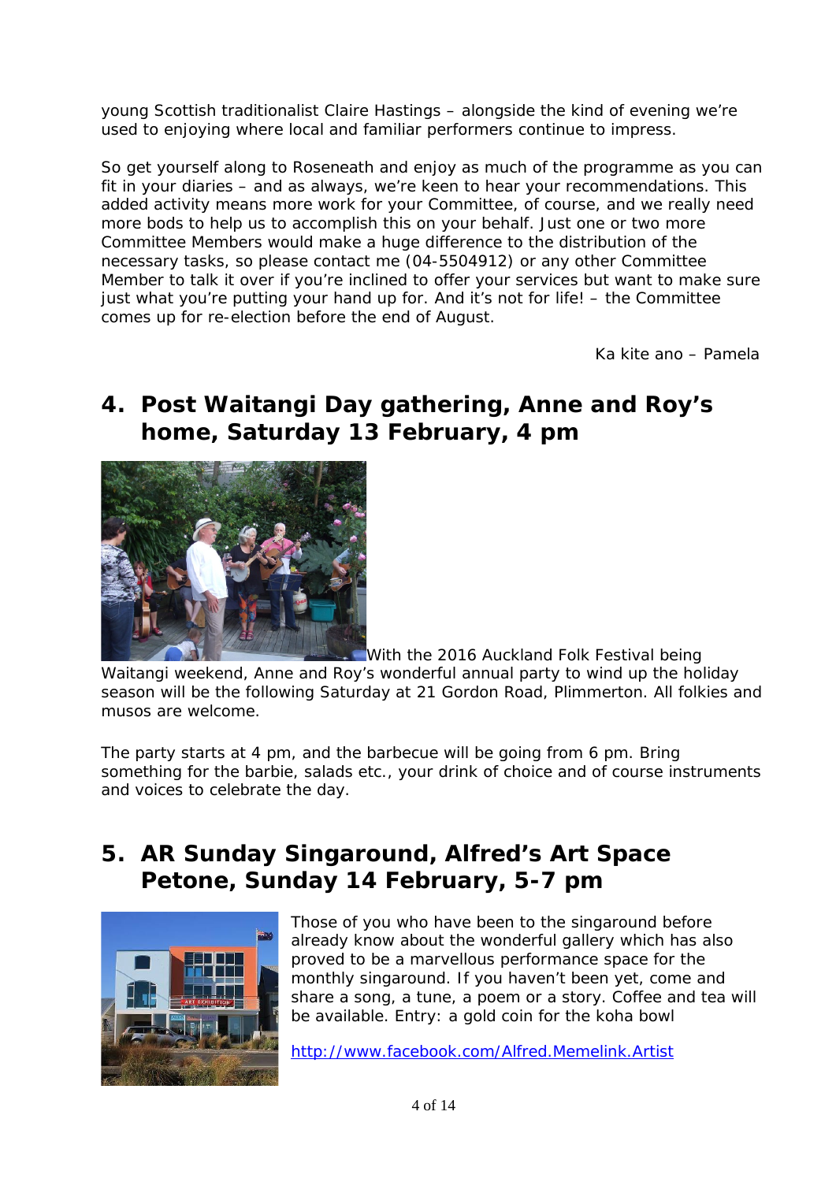young Scottish traditionalist Claire Hastings – alongside the kind of evening we're used to enjoying where local and familiar performers continue to impress.

So get yourself along to Roseneath and enjoy as much of the programme as you can fit in your diaries – and as always, we're keen to hear your recommendations. This added activity means more work for your Committee, of course, and we really need more bods to help us to accomplish this on your behalf. Just one or two more Committee Members would make a huge difference to the distribution of the necessary tasks, so please contact me (04-5504912) or any other Committee Member to talk it over if you're inclined to offer your services but want to make sure just what you're putting your hand up for. And it's not for life! – the Committee comes up for re-election before the end of August.

Ka kite ano – Pamela

## 4. Post Waitangi Day gathering, Anne and Roy's home, Saturday 13 February, 4 pm

With the 2016 Auckland Folk Festival being Waitangi weekend, Anne and Roy's wonderful annual party to wind up the holiday season will be the following Saturday at 21 Gordon Road, Plimmerton. All folkies and musos are welcome.

The party starts at 4 pm, and the barbecue will be going from 6 pm. Bring something for the barbie, salads etc., your drink of choice and of course instruments and voices to celebrate the day.

## 5. AR Sunday Singaround, Alfred's Art Space Petone, Sunday 14 February, 5-7 pm

Those of you who have been to the singaround before already know about the wonderful gallery which has also proved to be a marvellous performance space for the monthly singaround. If you haven't been yet, come and share a song, a tune, a poem or a story. Coffee and tea will be available. Entry: a gold coin for the koha bowl

http://www.facebook.com/Alfred.Memelink.Artist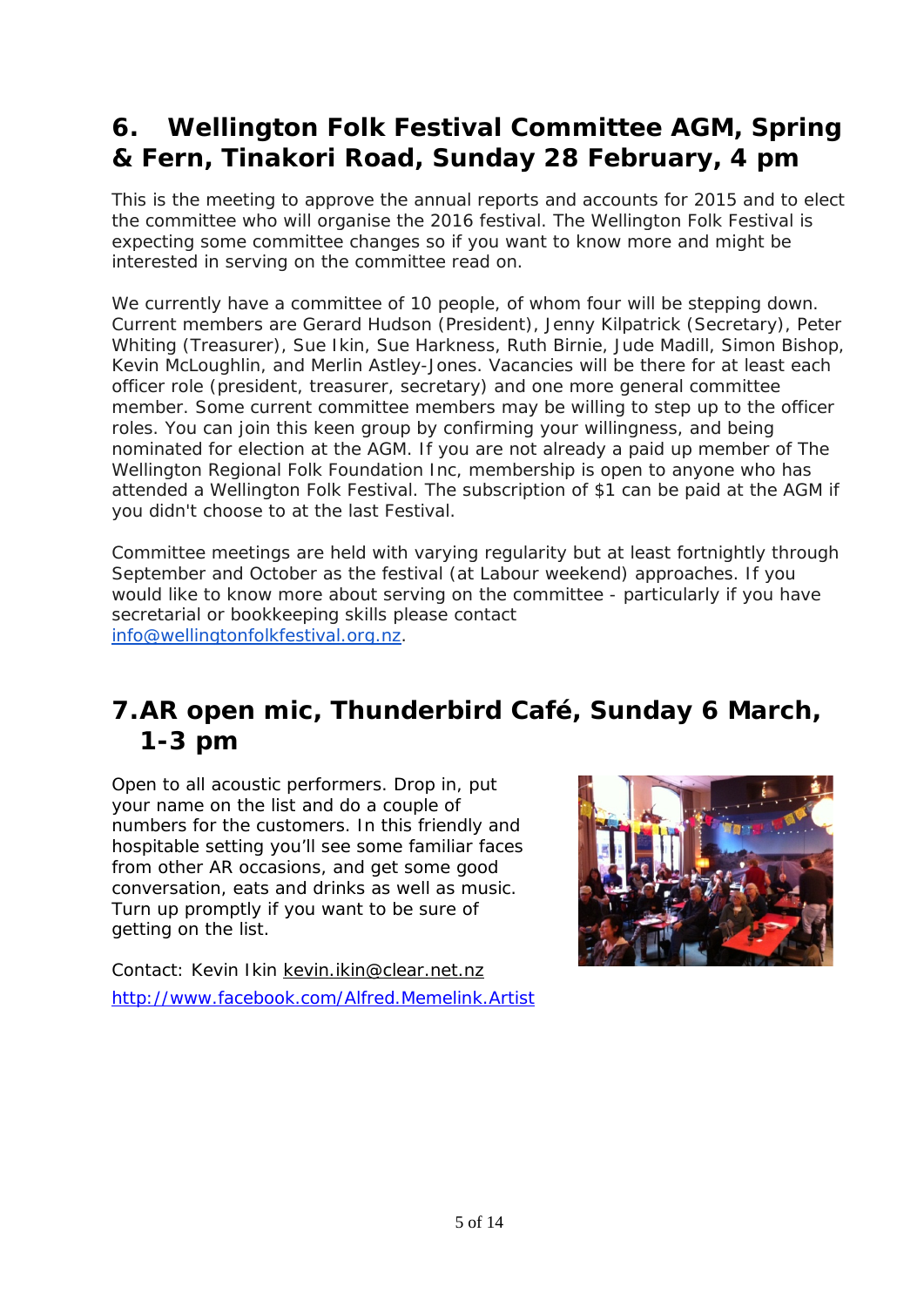## 6. Wellington Folk Festival Committee AGM, Spring & Fern, Tinakori Road, Sunday 28 February, 4 pm

This is the meeting to approve the annual reports and accounts for 2015 and to elect the committee who will organise the 2016 festival. The Wellington Folk Festival is expecting some committee changes so if you want to know more and might be interested in serving on the committee read on.

We currently have a committee of 10 people, of whom four will be stepping down. Current members are Gerard Hudson (President), Jenny Kilpatrick (Secretary), Peter Whiting (Treasurer), Sue Ikin, Sue Harkness, Ruth Birnie, Jude Madill, Simon Bishop, Kevin McLoughlin, and Merlin Astley-Jones. Vacancies will be there for at least each officer role (president, treasurer, secretary) and one more general committee member. Some current committee members may be willing to step up to the officer roles. You can join this keen group by confirming your willingness, and being nominated for election at the AGM. If you are not already a paid up member of The Wellington Regional Folk Foundation Inc, membership is open to anyone who has attended a Wellington Folk Festival. The subscription of $1 can be paid at the AGM if you didn't choose to at the last Festival.

Committee meetings are held with varying regularity but at least fortnightly through September and October as the festival (at Labour weekend) approaches. If you would like to know more about serving on the committee - particularly if you have secretarial or bookkeeping skills please contact info@wellingtonfolkfestival.org.nz.

## 7. AR open mic, Thunderbird Café, Sunday 6 March, 1-3 pm

Open to all acoustic performers. Drop in, put your name on the list and do a couple of numbers for the customers. In this friendly and hospitable setting you'll see some familiar faces from other AR occasions, and get some good conversation, eats and drinks as well as music. Turn up promptly if you want to be sure of getting on the list.

Contact: Kevin Ikin kevin.ikin@clear.net.nz
http://www.facebook.com/Alfred.Memelink.Artist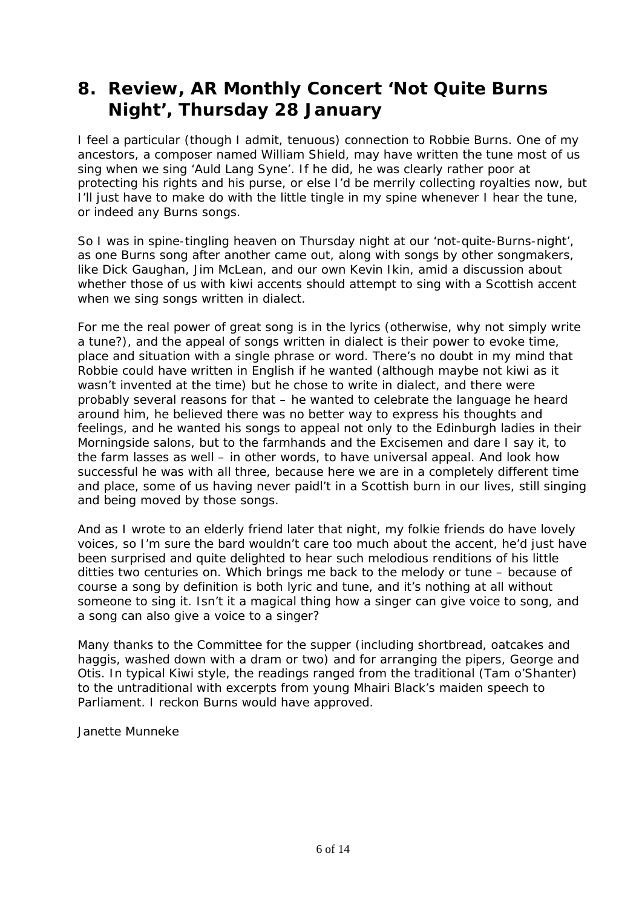## 8. Review, AR Monthly Concert 'Not Quite Burns Night', Thursday 28 January

I feel a particular (though I admit, tenuous) connection to Robbie Burns. One of my ancestors, a composer named William Shield, may have written the tune most of us sing when we sing 'Auld Lang Syne'. If he did, he was clearly rather poor at protecting his rights and his purse, or else I'd be merrily collecting royalties now, but I'll just have to make do with the little tingle in my spine whenever I hear the tune, or indeed any Burns songs.

So I was in spine-tingling heaven on Thursday night at our 'not-quite-Burns-night', as one Burns song after another came out, along with songs by other songmakers, like Dick Gaughan, Jim McLean, and our own Kevin Ikin, amid a discussion about whether those of us with kiwi accents should attempt to sing with a Scottish accent when we sing songs written in dialect.

For me the real power of great song is in the lyrics (otherwise, why not simply write a tune?), and the appeal of songs written in dialect is their power to evoke time, place and situation with a single phrase or word. There's no doubt in my mind that Robbie could have written in English if he wanted (although maybe not kiwi as it wasn't invented at the time) but he chose to write in dialect, and there were probably several reasons for that – he wanted to celebrate the language he heard around him, he believed there was no better way to express his thoughts and feelings, and he wanted his songs to appeal not only to the Edinburgh ladies in their Morningside salons, but to the farmhands and the Excisemen and dare I say it, to the farm lasses as well – in other words, to have universal appeal. And look how successful he was with all three, because here we are in a completely different time and place, some of us having never paidl't in a Scottish burn in our lives, still singing and being moved by those songs.

And as I wrote to an elderly friend later that night, my folkie friends do have lovely voices, so I'm sure the bard wouldn't care too much about the accent, he'd just have been surprised and quite delighted to hear such melodious renditions of his little ditties two centuries on. Which brings me back to the melody or tune – because of course a song by definition is both lyric and tune, and it's nothing at all without someone to sing it. Isn't it a magical thing how a singer can give voice to song, and a song can also give a voice to a singer?

Many thanks to the Committee for the supper (including shortbread, oatcakes and haggis, washed down with a dram or two) and for arranging the pipers, George and Otis. In typical Kiwi style, the readings ranged from the traditional (Tam o'Shanter) to the untraditional with excerpts from young Mhairi Black's maiden speech to Parliament. I reckon Burns would have approved.

Janette Munneke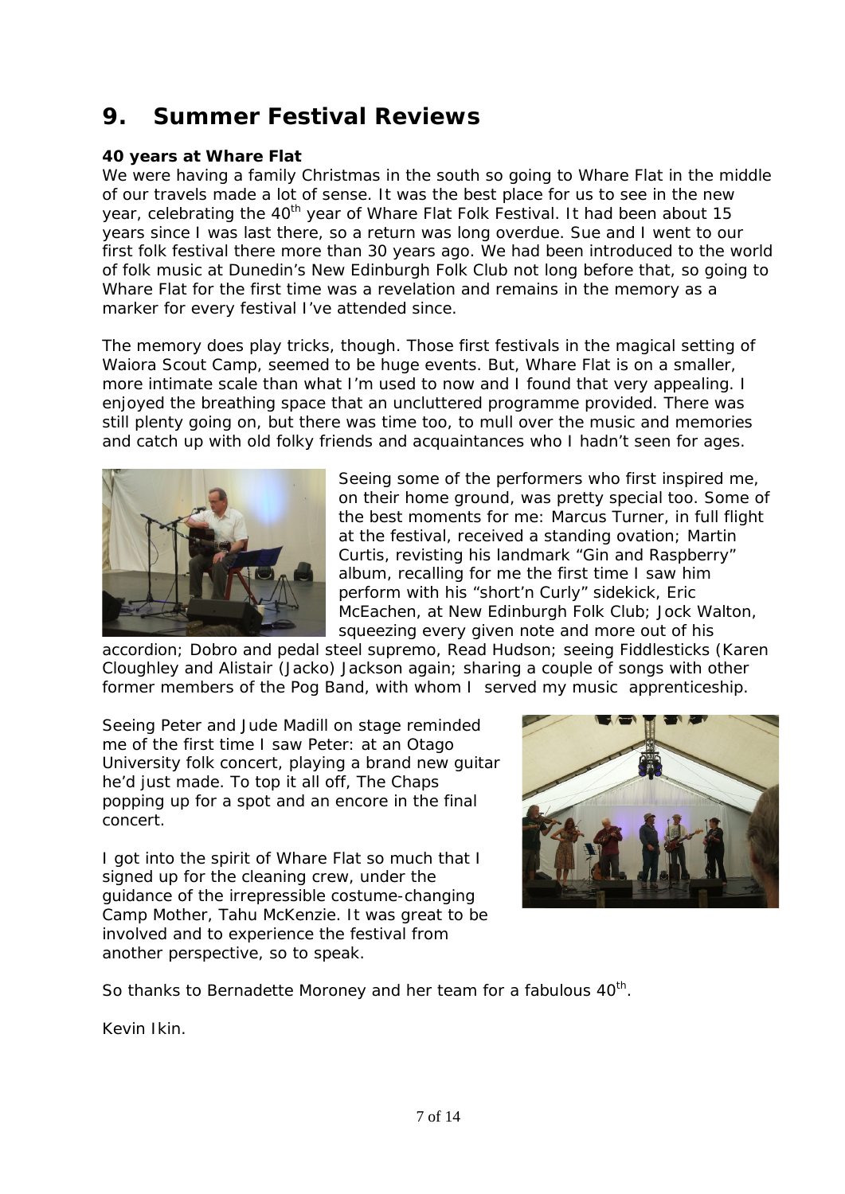## 9. Summer Festival Reviews

**40 years at Whare Flat**

We were having a family Christmas in the south so going to Whare Flat in the middle of our travels made a lot of sense. It was the best place for us to see in the new year, celebrating the 40th year of Whare Flat Folk Festival. It had been about 15 years since I was last there, so a return was long overdue. Sue and I went to our first folk festival there more than 30 years ago. We had been introduced to the world of folk music at Dunedin's New Edinburgh Folk Club not long before that, so going to Whare Flat for the first time was a revelation and remains in the memory as a marker for every festival I've attended since.

The memory does play tricks, though. Those first festivals in the magical setting of Waiora Scout Camp, seemed to be huge events. But, Whare Flat is on a smaller, more intimate scale than what I'm used to now and I found that very appealing. I enjoyed the breathing space that an uncluttered programme provided. There was still plenty going on, but there was time too, to mull over the music and memories and catch up with old folky friends and acquaintances who I hadn't seen for ages.

Seeing some of the performers who first inspired me, on their home ground, was pretty special too. Some of the best moments for me: Marcus Turner, in full flight at the festival, received a standing ovation; Martin Curtis, revisting his landmark "Gin and Raspberry" album, recalling for me the first time I saw him perform with his "short'n Curly" sidekick, Eric McEachen, at New Edinburgh Folk Club; Jock Walton, squeezing every given note and more out of his accordion; Dobro and pedal steel supremo, Read Hudson; seeing Fiddlesticks (Karen Cloughley and Alistair (Jacko) Jackson again; sharing a couple of songs with other former members of the Pog Band, with whom I served my music apprenticeship.

Seeing Peter and Jude Madill on stage reminded me of the first time I saw Peter: at an Otago University folk concert, playing a brand new guitar he'd just made. To top it all off, The Chaps popping up for a spot and an encore in the final concert.

I got into the spirit of Whare Flat so much that I signed up for the cleaning crew, under the guidance of the irrepressible costume-changing Camp Mother, Tahu McKenzie. It was great to be involved and to experience the festival from another perspective, so to speak.

So thanks to Bernadette Moroney and her team for a fabulous 40th.

Kevin Ikin.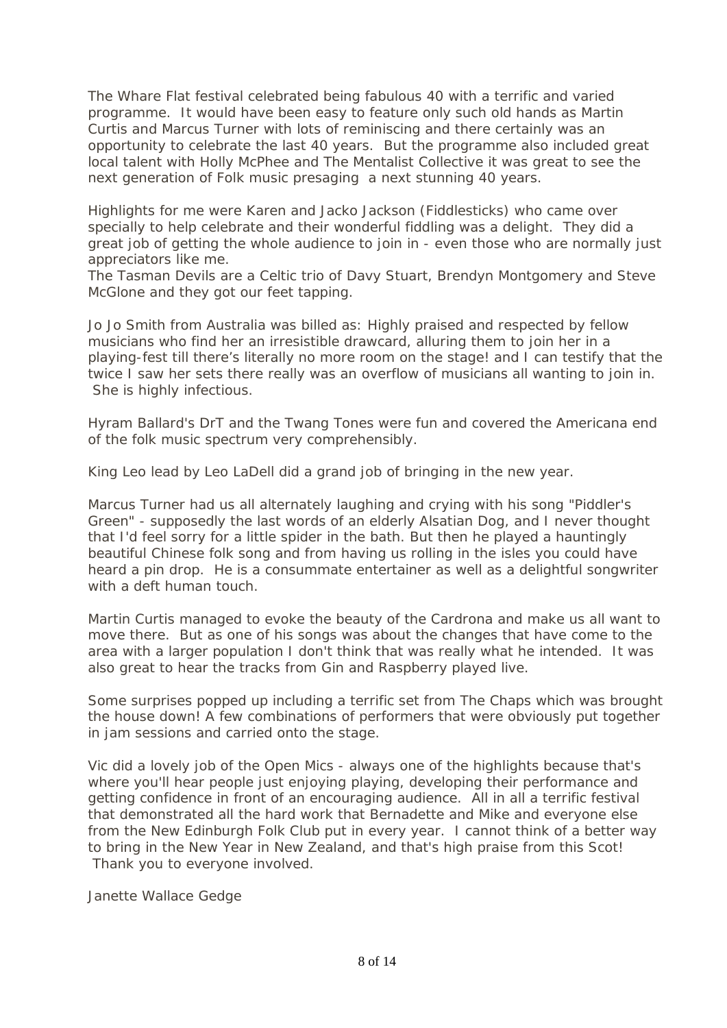The Whare Flat festival celebrated being fabulous 40 with a terrific and varied programme. It would have been easy to feature only such old hands as Martin Curtis and Marcus Turner with lots of reminiscing and there certainly was an opportunity to celebrate the last 40 years. But the programme also included great local talent with Holly McPhee and The Mentalist Collective it was great to see the next generation of Folk music presaging a next stunning 40 years.

Highlights for me were Karen and Jacko Jackson (Fiddlesticks) who came over specially to help celebrate and their wonderful fiddling was a delight. They did a great job of getting the whole audience to join in - even those who are normally just appreciators like me.
The Tasman Devils are a Celtic trio of Davy Stuart, Brendyn Montgomery and Steve McGlone and they got our feet tapping.

Jo Jo Smith from Australia was billed as: Highly praised and respected by fellow musicians who find her an irresistible drawcard, alluring them to join her in a playing-fest till there’s literally no more room on the stage! and I can testify that the twice I saw her sets there really was an overflow of musicians all wanting to join in. She is highly infectious.

Hyram Ballard's DrT and the Twang Tones were fun and covered the Americana end of the folk music spectrum very comprehensibly.

King Leo lead by Leo LaDell did a grand job of bringing in the new year.

Marcus Turner had us all alternately laughing and crying with his song "Piddler's Green" - supposedly the last words of an elderly Alsatian Dog, and I never thought that I'd feel sorry for a little spider in the bath. But then he played a hauntingly beautiful Chinese folk song and from having us rolling in the isles you could have heard a pin drop. He is a consummate entertainer as well as a delightful songwriter with a deft human touch.

Martin Curtis managed to evoke the beauty of the Cardrona and make us all want to move there. But as one of his songs was about the changes that have come to the area with a larger population I don't think that was really what he intended. It was also great to hear the tracks from Gin and Raspberry played live.

Some surprises popped up including a terrific set from The Chaps which was brought the house down! A few combinations of performers that were obviously put together in jam sessions and carried onto the stage.

Vic did a lovely job of the Open Mics - always one of the highlights because that's where you'll hear people just enjoying playing, developing their performance and getting confidence in front of an encouraging audience. All in all a terrific festival that demonstrated all the hard work that Bernadette and Mike and everyone else from the New Edinburgh Folk Club put in every year. I cannot think of a better way to bring in the New Year in New Zealand, and that's high praise from this Scot! Thank you to everyone involved.

Janette Wallace Gedge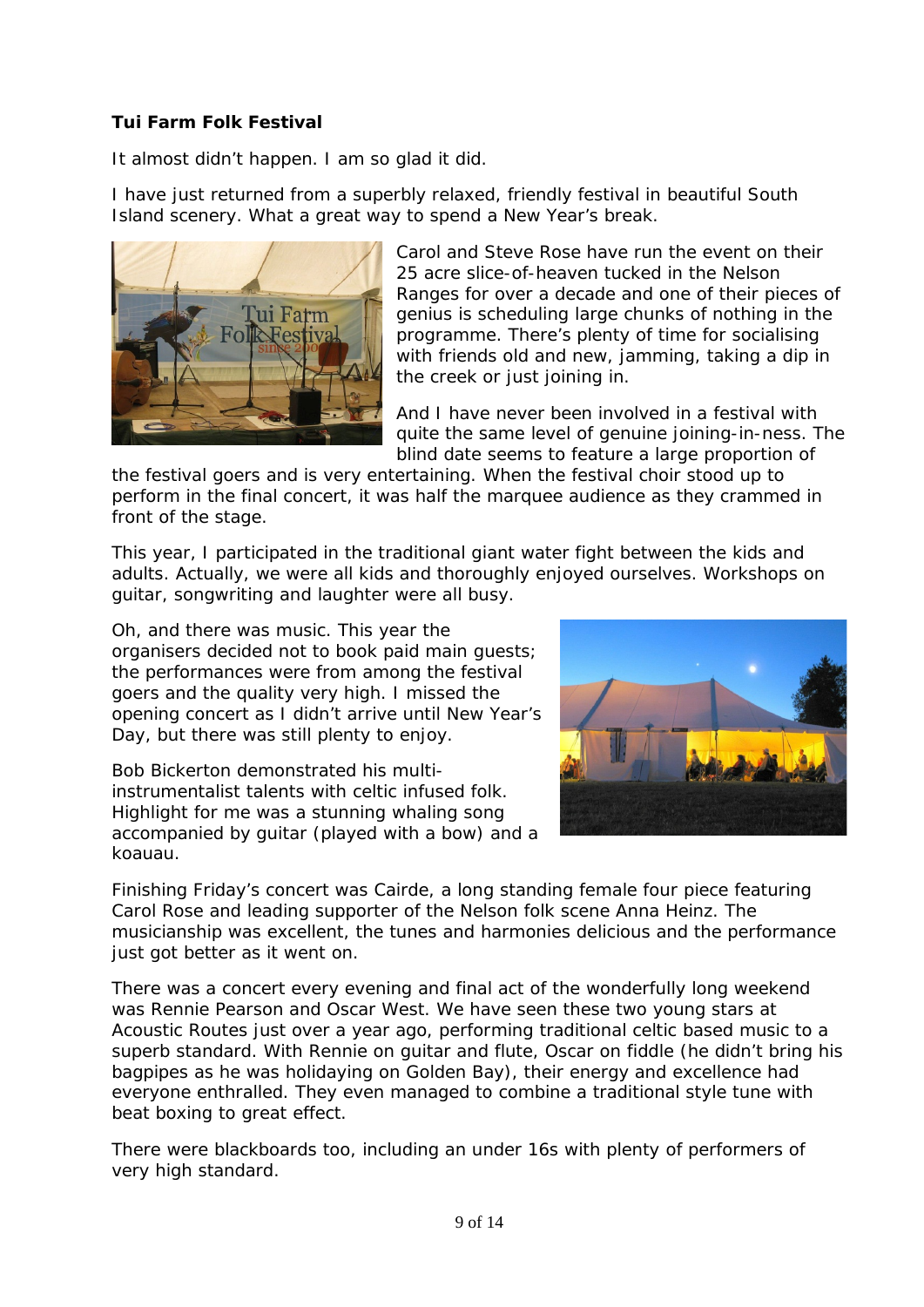**Tui Farm Folk Festival**

It almost didn't happen. I am so glad it did.

I have just returned from a superbly relaxed, friendly festival in beautiful South Island scenery. What a great way to spend a New Year's break.

Carol and Steve Rose have run the event on their 25 acre slice-of-heaven tucked in the Nelson Ranges for over a decade and one of their pieces of genius is scheduling large chunks of nothing in the programme. There's plenty of time for socialising with friends old and new, jamming, taking a dip in the creek or just joining in.

And I have never been involved in a festival with quite the same level of genuine joining-in-ness. The blind date seems to feature a large proportion of the festival goers and is very entertaining. When the festival choir stood up to perform in the final concert, it was half the marquee audience as they crammed in front of the stage.

This year, I participated in the traditional giant water fight between the kids and adults. Actually, we were all kids and thoroughly enjoyed ourselves. Workshops on guitar, songwriting and laughter were all busy.

Oh, and there was music. This year the organisers decided not to book paid main guests; the performances were from among the festival goers and the quality very high. I missed the opening concert as I didn't arrive until New Year's Day, but there was still plenty to enjoy.

Bob Bickerton demonstrated his multi-instrumentalist talents with celtic infused folk. Highlight for me was a stunning whaling song accompanied by guitar (played with a bow) and a koauau.

Finishing Friday's concert was Cairde, a long standing female four piece featuring Carol Rose and leading supporter of the Nelson folk scene Anna Heinz. The musicianship was excellent, the tunes and harmonies delicious and the performance just got better as it went on.

There was a concert every evening and final act of the wonderfully long weekend was Rennie Pearson and Oscar West. We have seen these two young stars at Acoustic Routes just over a year ago, performing traditional celtic based music to a superb standard. With Rennie on guitar and flute, Oscar on fiddle (he didn't bring his bagpipes as he was holidaying on Golden Bay), their energy and excellence had everyone enthralled. They even managed to combine a traditional style tune with beat boxing to great effect.

There were blackboards too, including an under 16s with plenty of performers of very high standard.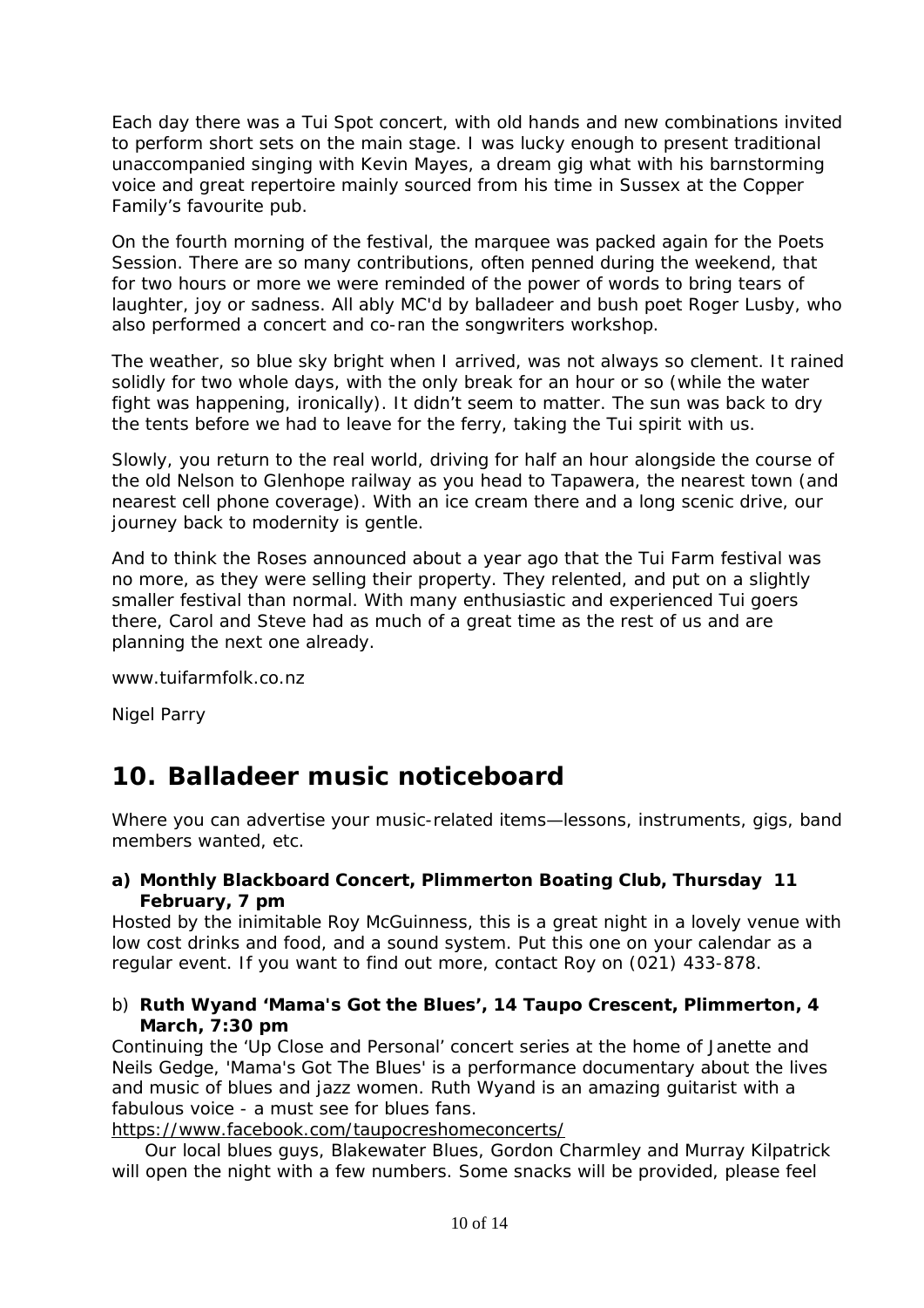Each day there was a Tui Spot concert, with old hands and new combinations invited to perform short sets on the main stage. I was lucky enough to present traditional unaccompanied singing with Kevin Mayes, a dream gig what with his barnstorming voice and great repertoire mainly sourced from his time in Sussex at the Copper Family's favourite pub.

On the fourth morning of the festival, the marquee was packed again for the Poets Session. There are so many contributions, often penned during the weekend, that for two hours or more we were reminded of the power of words to bring tears of laughter, joy or sadness. All ably MC'd by balladeer and bush poet Roger Lusby, who also performed a concert and co-ran the songwriters workshop.

The weather, so blue sky bright when I arrived, was not always so clement. It rained solidly for two whole days, with the only break for an hour or so (while the water fight was happening, ironically). It didn't seem to matter. The sun was back to dry the tents before we had to leave for the ferry, taking the Tui spirit with us.

Slowly, you return to the real world, driving for half an hour alongside the course of the old Nelson to Glenhope railway as you head to Tapawera, the nearest town (and nearest cell phone coverage). With an ice cream there and a long scenic drive, our journey back to modernity is gentle.

And to think the Roses announced about a year ago that the Tui Farm festival was no more, as they were selling their property. They relented, and put on a slightly smaller festival than normal. With many enthusiastic and experienced Tui goers there, Carol and Steve had as much of a great time as the rest of us and are planning the next one already.

www.tuifarmfolk.co.nz

Nigel Parry

# 10. Balladeer music noticeboard

Where you can advertise your music-related items—lessons, instruments, gigs, band members wanted, etc.

**a) Monthly Blackboard Concert, Plimmerton Boating Club, Thursday 11 February, 7 pm**

Hosted by the inimitable Roy McGuinness, this is a great night in a lovely venue with low cost drinks and food, and a sound system. Put this one on your calendar as a regular event. If you want to find out more, contact Roy on (021) 433-878.

b) **Ruth Wyand 'Mama's Got the Blues', 14 Taupo Crescent, Plimmerton, 4 March, 7:30 pm**

Continuing the 'Up Close and Personal' concert series at the home of Janette and Neils Gedge, 'Mama's Got The Blues' is a performance documentary about the lives and music of blues and jazz women. Ruth Wyand is an amazing guitarist with a fabulous voice - a must see for blues fans.
https://www.facebook.com/taupocreshomeconcerts/

Our local blues guys, Blakewater Blues, Gordon Charmley and Murray Kilpatrick will open the night with a few numbers. Some snacks will be provided, please feel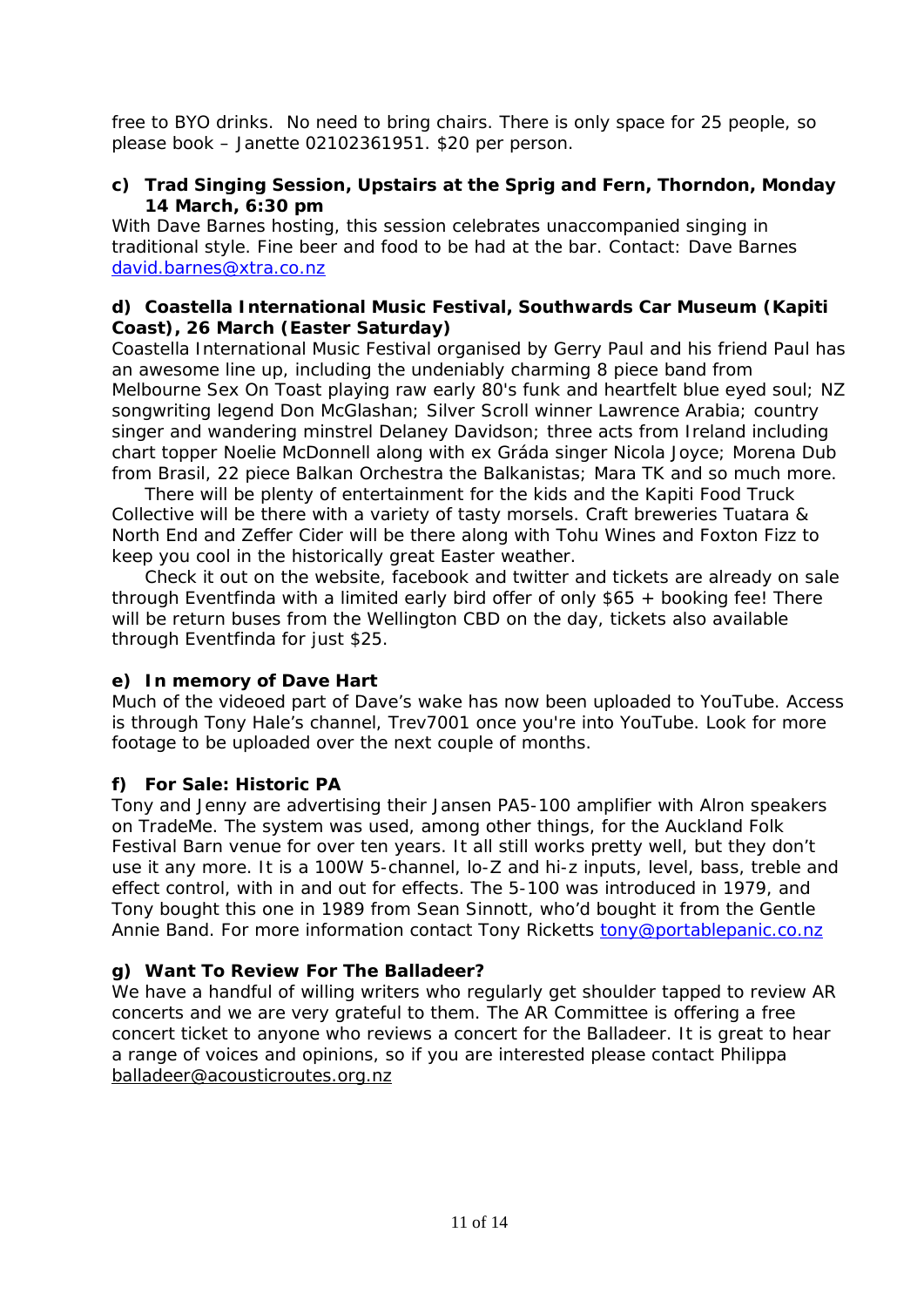free to BYO drinks.  No need to bring chairs. There is only space for 25 people, so please book – Janette 02102361951. $20 per person.

**c) Trad Singing Session, Upstairs at the Sprig and Fern, Thorndon, Monday 14 March, 6:30 pm**

With Dave Barnes hosting, this session celebrates unaccompanied singing in traditional style. Fine beer and food to be had at the bar. Contact: Dave Barnes david.barnes@xtra.co.nz

**d) Coastella International Music Festival, Southwards Car Museum (Kapiti Coast), 26 March (Easter Saturday)**

Coastella International Music Festival organised by Gerry Paul and his friend Paul has an awesome line up, including the undeniably charming 8 piece band from Melbourne Sex On Toast playing raw early 80's funk and heartfelt blue eyed soul; NZ songwriting legend Don McGlashan; Silver Scroll winner Lawrence Arabia; country singer and wandering minstrel Delaney Davidson; three acts from Ireland including chart topper Noelie McDonnell along with ex Gráda singer Nicola Joyce; Morena Dub from Brasil, 22 piece Balkan Orchestra the Balkanistas; Mara TK and so much more.

There will be plenty of entertainment for the kids and the Kapiti Food Truck Collective will be there with a variety of tasty morsels. Craft breweries Tuatara & North End and Zeffer Cider will be there along with Tohu Wines and Foxton Fizz to keep you cool in the historically great Easter weather.

Check it out on the website, facebook and twitter and tickets are already on sale through Eventfinda with a limited early bird offer of only $65 + booking fee! There will be return buses from the Wellington CBD on the day, tickets also available through Eventfinda for just $25.

**e) In memory of Dave Hart**

Much of the videoed part of Dave's wake has now been uploaded to YouTube. Access is through Tony Hale's channel, Trev7001 once you're into YouTube. Look for more footage to be uploaded over the next couple of months.

**f) For Sale: Historic PA**

Tony and Jenny are advertising their Jansen PA5-100 amplifier with Alron speakers on TradeMe. The system was used, among other things, for the Auckland Folk Festival Barn venue for over ten years. It all still works pretty well, but they don't use it any more. It is a 100W 5-channel, lo-Z and hi-z inputs, level, bass, treble and effect control, with in and out for effects. The 5-100 was introduced in 1979, and Tony bought this one in 1989 from Sean Sinnott, who'd bought it from the Gentle Annie Band. For more information contact Tony Ricketts tony@portablepanic.co.nz

**g) Want To Review For The Balladeer?**

We have a handful of willing writers who regularly get shoulder tapped to review AR concerts and we are very grateful to them. The AR Committee is offering a free concert ticket to anyone who reviews a concert for the Balladeer. It is great to hear a range of voices and opinions, so if you are interested please contact Philippa balladeer@acousticroutes.org.nz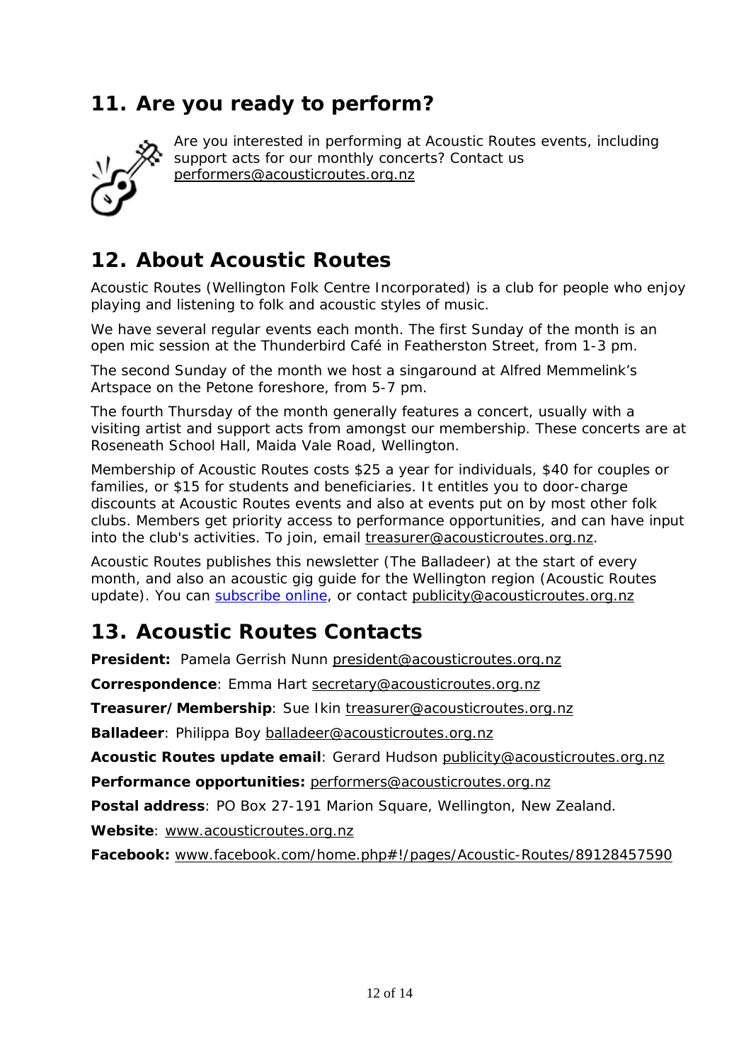## 11. Are you ready to perform?

Are you interested in performing at Acoustic Routes events, including support acts for our monthly concerts? Contact us performers@acousticroutes.org.nz

## 12. About Acoustic Routes

Acoustic Routes (Wellington Folk Centre Incorporated) is a club for people who enjoy playing and listening to folk and acoustic styles of music.

We have several regular events each month. The first Sunday of the month is an open mic session at the Thunderbird Café in Featherston Street, from 1-3 pm.

The second Sunday of the month we host a singaround at Alfred Memmelink's Artspace on the Petone foreshore, from 5-7 pm.

The fourth Thursday of the month generally features a concert, usually with a visiting artist and support acts from amongst our membership. These concerts are at Roseneath School Hall, Maida Vale Road, Wellington.

Membership of Acoustic Routes costs $25 a year for individuals, $40 for couples or families, or $15 for students and beneficiaries. It entitles you to door-charge discounts at Acoustic Routes events and also at events put on by most other folk clubs. Members get priority access to performance opportunities, and can have input into the club's activities. To join, email treasurer@acousticroutes.org.nz.

Acoustic Routes publishes this newsletter (The Balladeer) at the start of every month, and also an acoustic gig guide for the Wellington region (Acoustic Routes update). You can subscribe online, or contact publicity@acousticroutes.org.nz

## 13. Acoustic Routes Contacts

**President:** Pamela Gerrish Nunn president@acousticroutes.org.nz

**Correspondence**: Emma Hart secretary@acousticroutes.org.nz

**Treasurer/Membership**: Sue Ikin treasurer@acousticroutes.org.nz

**Balladeer**: Philippa Boy balladeer@acousticroutes.org.nz

**Acoustic Routes update email**: Gerard Hudson publicity@acousticroutes.org.nz

**Performance opportunities:** performers@acousticroutes.org.nz

**Postal address**: PO Box 27-191 Marion Square, Wellington, New Zealand.

**Website**: www.acousticroutes.org.nz

**Facebook:** www.facebook.com/home.php#!/pages/Acoustic-Routes/89128457590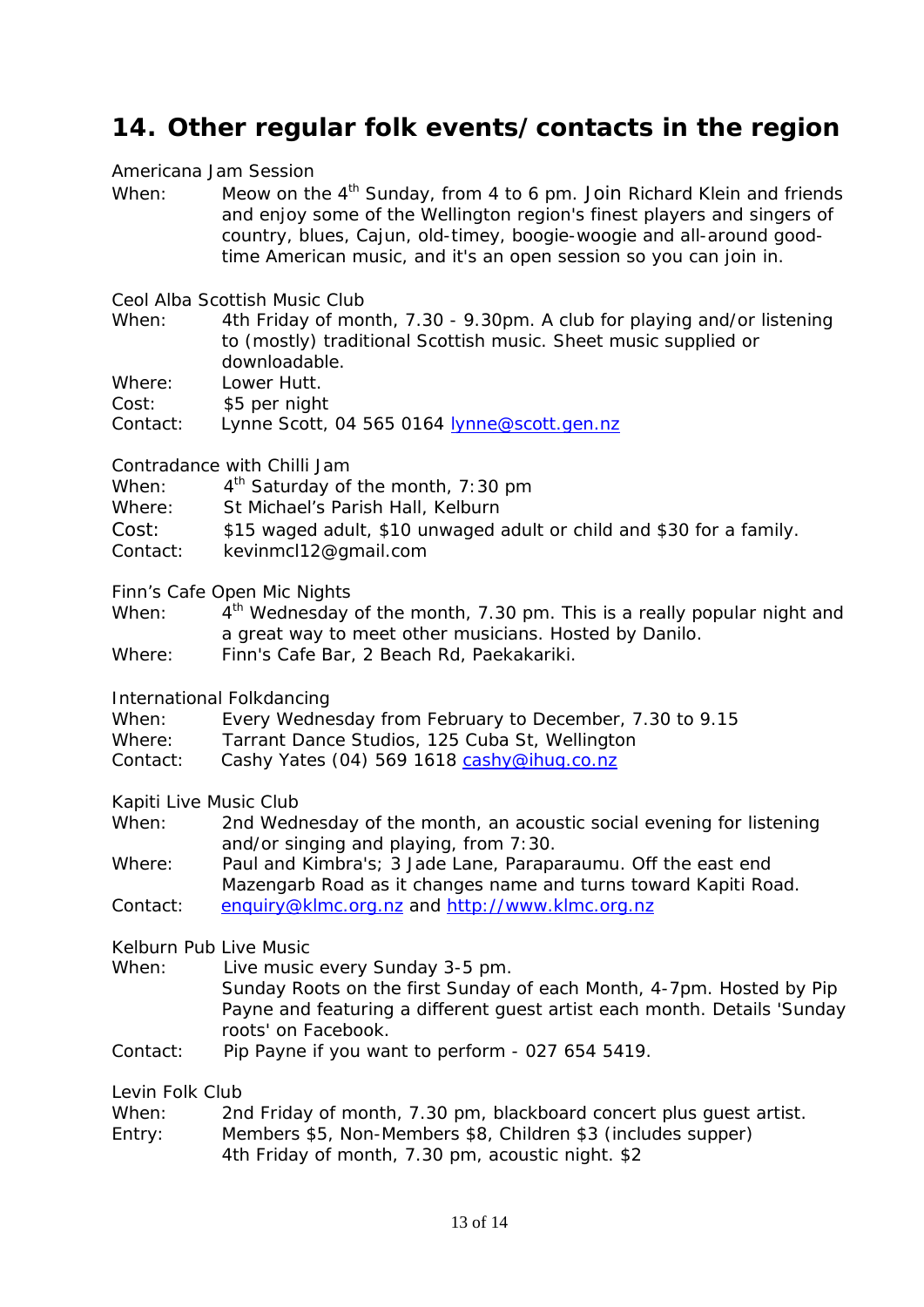## 14. Other regular folk events/contacts in the region

Americana Jam Session

When: Meow on the 4th Sunday, from 4 to 6 pm. Join Richard Klein and friends and enjoy some of the Wellington region's finest players and singers of country, blues, Cajun, old-timey, boogie-woogie and all-around good-time American music, and it's an open session so you can join in.

Ceol Alba Scottish Music Club

When: 4th Friday of month, 7.30 - 9.30pm. A club for playing and/or listening to (mostly) traditional Scottish music. Sheet music supplied or downloadable.
Where: Lower Hutt.
Cost: $5 per night
Contact: Lynne Scott, 04 565 0164 lynne@scott.gen.nz

Contradance with Chilli Jam

When: 4th Saturday of the month, 7:30 pm
Where: St Michael's Parish Hall, Kelburn
Cost: $15 waged adult, $10 unwaged adult or child and $30 for a family.
Contact: kevinmcl12@gmail.com

Finn's Cafe Open Mic Nights

When: 4th Wednesday of the month, 7.30 pm. This is a really popular night and a great way to meet other musicians. Hosted by Danilo.
Where: Finn's Cafe Bar, 2 Beach Rd, Paekakariki.

International Folkdancing

When: Every Wednesday from February to December, 7.30 to 9.15
Where: Tarrant Dance Studios, 125 Cuba St, Wellington
Contact: Cashy Yates (04) 569 1618 cashy@ihug.co.nz

Kapiti Live Music Club

When: 2nd Wednesday of the month, an acoustic social evening for listening and/or singing and playing, from 7:30.
Where: Paul and Kimbra's; 3 Jade Lane, Paraparaumu. Off the east end Mazengarb Road as it changes name and turns toward Kapiti Road.
Contact: enquiry@klmc.org.nz and http://www.klmc.org.nz

Kelburn Pub Live Music

When: Live music every Sunday 3-5 pm.
Sunday Roots on the first Sunday of each Month, 4-7pm. Hosted by Pip Payne and featuring a different guest artist each month. Details 'Sunday roots' on Facebook.
Contact: Pip Payne if you want to perform - 027 654 5419.

Levin Folk Club

When: 2nd Friday of month, 7.30 pm, blackboard concert plus guest artist.
Entry: Members $5, Non-Members $8, Children $3 (includes supper)
4th Friday of month, 7.30 pm, acoustic night. $2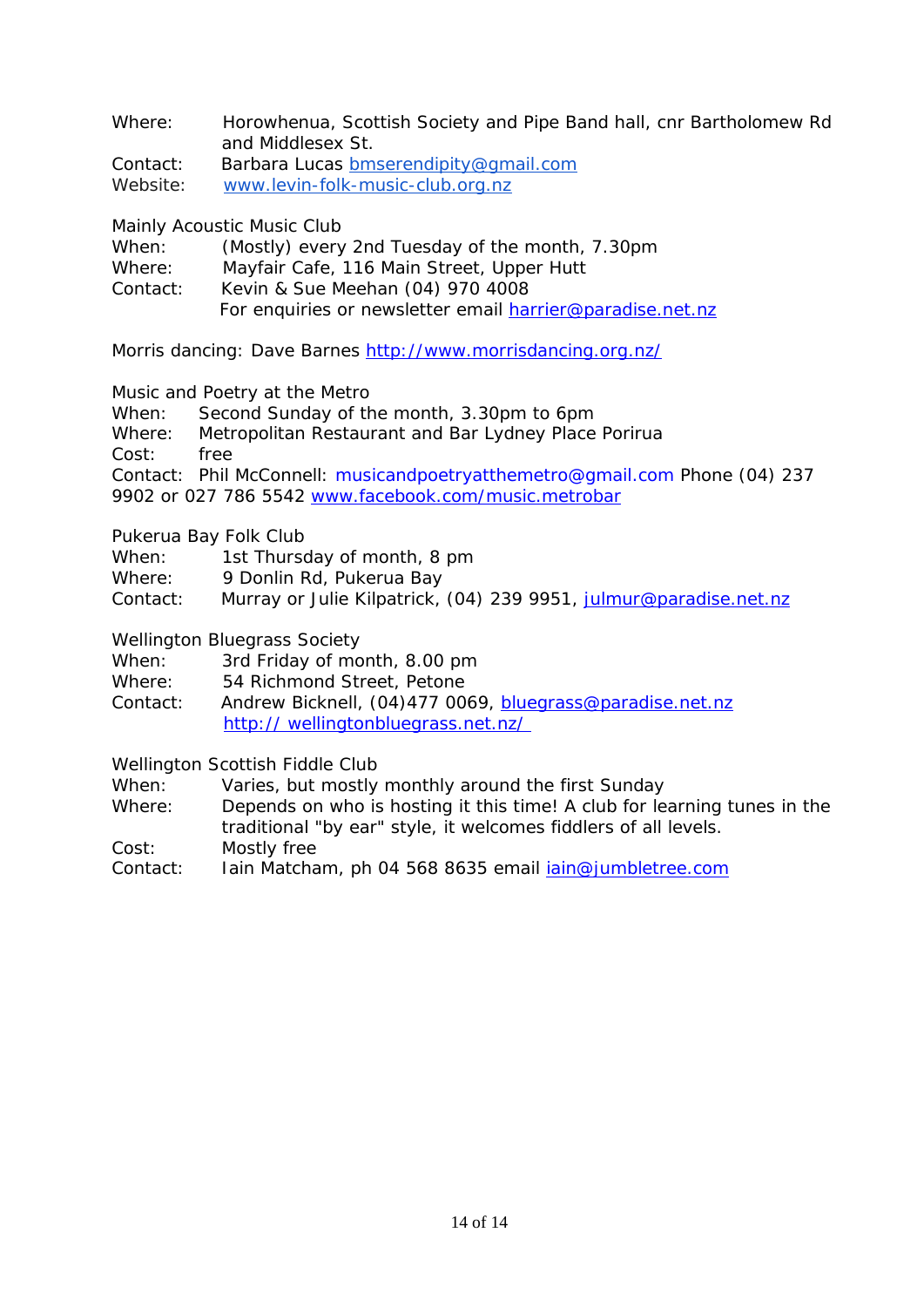Where: Horowhenua, Scottish Society and Pipe Band hall, cnr Bartholomew Rd and Middlesex St.
Contact: Barbara Lucas bmserendipity@gmail.com
Website: www.levin-folk-music-club.org.nz

Mainly Acoustic Music Club
When: (Mostly) every 2nd Tuesday of the month, 7.30pm
Where: Mayfair Cafe, 116 Main Street, Upper Hutt
Contact: Kevin & Sue Meehan (04) 970 4008
For enquiries or newsletter email harrier@paradise.net.nz

Morris dancing: Dave Barnes http://www.morrisdancing.org.nz/

Music and Poetry at the Metro
When: Second Sunday of the month, 3.30pm to 6pm
Where: Metropolitan Restaurant and Bar Lydney Place Porirua
Cost: free
Contact: Phil McConnell: musicandpoetryatthemetro@gmail.com Phone (04) 237 9902 or 027 786 5542 www.facebook.com/music.metrobar

Pukerua Bay Folk Club
When: 1st Thursday of month, 8 pm
Where: 9 Donlin Rd, Pukerua Bay
Contact: Murray or Julie Kilpatrick, (04) 239 9951, julmur@paradise.net.nz

Wellington Bluegrass Society
When: 3rd Friday of month, 8.00 pm
Where: 54 Richmond Street, Petone
Contact: Andrew Bicknell, (04)477 0069, bluegrass@paradise.net.nz
http:// wellingtonbluegrass.net.nz/

Wellington Scottish Fiddle Club
When: Varies, but mostly monthly around the first Sunday
Where: Depends on who is hosting it this time! A club for learning tunes in the traditional "by ear" style, it welcomes fiddlers of all levels.
Cost: Mostly free
Contact: Iain Matcham, ph 04 568 8635 email iain@jumbletree.com